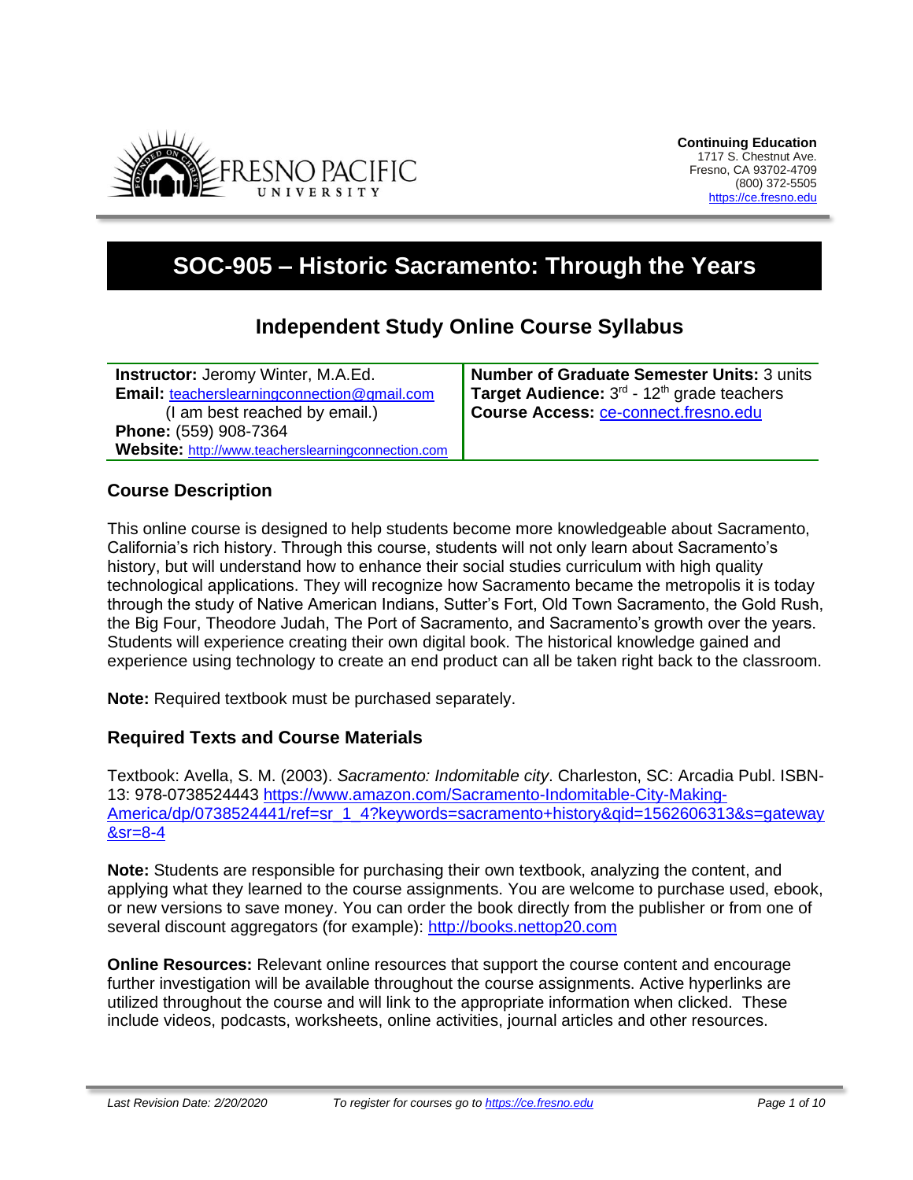**Continuing Education**
1717 S. Chestnut Ave.
Fresno, CA 93702-4709
(800) 372-5505
https://ce.fresno.edu

# SOC-905 – Historic Sacramento: Through the Years

## Independent Study Online Course Syllabus

| | |
|---|---|
| **Instructor:** Jeromy Winter, M.A.Ed.<br>**Email:** teacherslearningconnection@gmail.com<br>(I am best reached by email.)<br>**Phone:** (559) 908-7364<br>**Website:** http://www.teacherslearningconnection.com | **Number of Graduate Semester Units:** 3 units<br>**Target Audience:** 3rd - 12th grade teachers<br>**Course Access:** ce-connect.fresno.edu |

### Course Description

This online course is designed to help students become more knowledgeable about Sacramento, California's rich history. Through this course, students will not only learn about Sacramento's history, but will understand how to enhance their social studies curriculum with high quality technological applications. They will recognize how Sacramento became the metropolis it is today through the study of Native American Indians, Sutter's Fort, Old Town Sacramento, the Gold Rush, the Big Four, Theodore Judah, The Port of Sacramento, and Sacramento's growth over the years. Students will experience creating their own digital book. The historical knowledge gained and experience using technology to create an end product can all be taken right back to the classroom.

**Note:** Required textbook must be purchased separately.

### Required Texts and Course Materials

Textbook: Avella, S. M. (2003). *Sacramento: Indomitable city*. Charleston, SC: Arcadia Publ. ISBN-13: 978-0738524443 https://www.amazon.com/Sacramento-Indomitable-City-Making-America/dp/0738524441/ref=sr_1_4?keywords=sacramento+history&qid=1562606313&s=gateway&sr=8-4

**Note:** Students are responsible for purchasing their own textbook, analyzing the content, and applying what they learned to the course assignments. You are welcome to purchase used, ebook, or new versions to save money. You can order the book directly from the publisher or from one of several discount aggregators (for example): http://books.nettop20.com

**Online Resources:** Relevant online resources that support the course content and encourage further investigation will be available throughout the course assignments. Active hyperlinks are utilized throughout the course and will link to the appropriate information when clicked. These include videos, podcasts, worksheets, online activities, journal articles and other resources.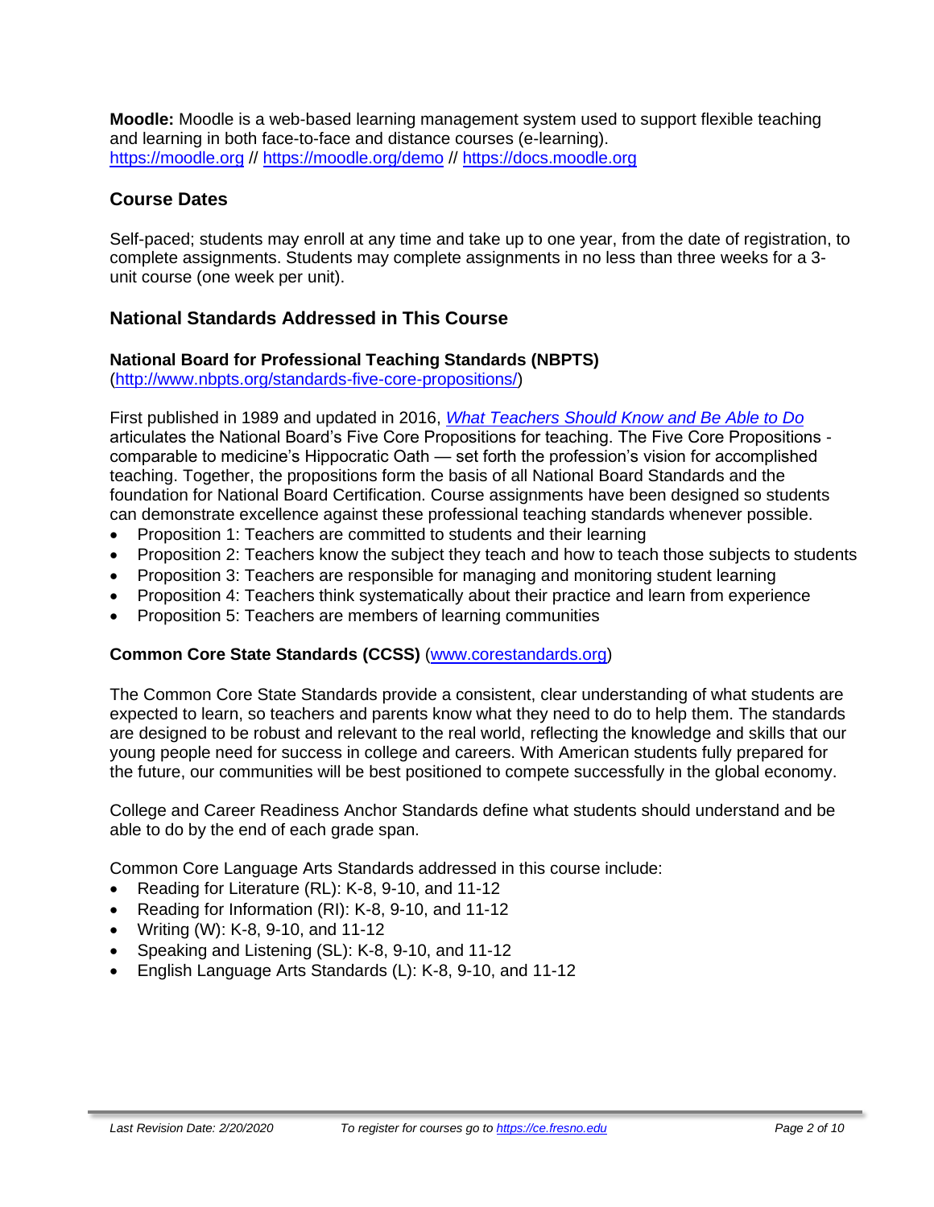**Moodle:** Moodle is a web-based learning management system used to support flexible teaching and learning in both face-to-face and distance courses (e-learning). https://moodle.org // https://moodle.org/demo // https://docs.moodle.org

## Course Dates

Self-paced; students may enroll at any time and take up to one year, from the date of registration, to complete assignments. Students may complete assignments in no less than three weeks for a 3-unit course (one week per unit).

## National Standards Addressed in This Course

### National Board for Professional Teaching Standards (NBPTS)

(http://www.nbpts.org/standards-five-core-propositions/)

First published in 1989 and updated in 2016, *What Teachers Should Know and Be Able to Do* articulates the National Board's Five Core Propositions for teaching. The Five Core Propositions - comparable to medicine's Hippocratic Oath — set forth the profession's vision for accomplished teaching. Together, the propositions form the basis of all National Board Standards and the foundation for National Board Certification. Course assignments have been designed so students can demonstrate excellence against these professional teaching standards whenever possible.

- Proposition 1: Teachers are committed to students and their learning
- Proposition 2: Teachers know the subject they teach and how to teach those subjects to students
- Proposition 3: Teachers are responsible for managing and monitoring student learning
- Proposition 4: Teachers think systematically about their practice and learn from experience
- Proposition 5: Teachers are members of learning communities

### Common Core State Standards (CCSS) (www.corestandards.org)

The Common Core State Standards provide a consistent, clear understanding of what students are expected to learn, so teachers and parents know what they need to do to help them. The standards are designed to be robust and relevant to the real world, reflecting the knowledge and skills that our young people need for success in college and careers. With American students fully prepared for the future, our communities will be best positioned to compete successfully in the global economy.

College and Career Readiness Anchor Standards define what students should understand and be able to do by the end of each grade span.

Common Core Language Arts Standards addressed in this course include:

- Reading for Literature (RL): K-8, 9-10, and 11-12
- Reading for Information (RI): K-8, 9-10, and 11-12
- Writing (W): K-8, 9-10, and 11-12
- Speaking and Listening (SL): K-8, 9-10, and 11-12
- English Language Arts Standards (L): K-8, 9-10, and 11-12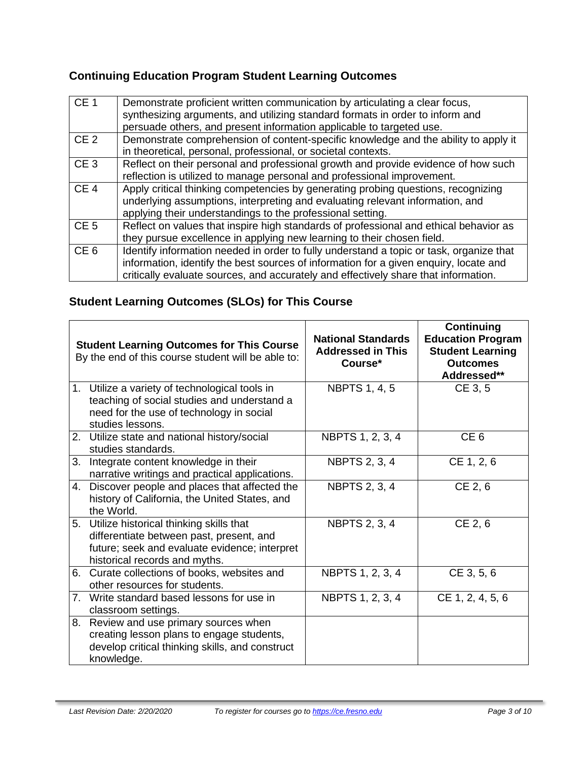## Continuing Education Program Student Learning Outcomes

| | |
|---|---|
| CE 1 | Demonstrate proficient written communication by articulating a clear focus, synthesizing arguments, and utilizing standard formats in order to inform and persuade others, and present information applicable to targeted use. |
| CE 2 | Demonstrate comprehension of content-specific knowledge and the ability to apply it in theoretical, personal, professional, or societal contexts. |
| CE 3 | Reflect on their personal and professional growth and provide evidence of how such reflection is utilized to manage personal and professional improvement. |
| CE 4 | Apply critical thinking competencies by generating probing questions, recognizing underlying assumptions, interpreting and evaluating relevant information, and applying their understandings to the professional setting. |
| CE 5 | Reflect on values that inspire high standards of professional and ethical behavior as they pursue excellence in applying new learning to their chosen field. |
| CE 6 | Identify information needed in order to fully understand a topic or task, organize that information, identify the best sources of information for a given enquiry, locate and critically evaluate sources, and accurately and effectively share that information. |

## Student Learning Outcomes (SLOs) for This Course

| **Student Learning Outcomes for This Course** By the end of this course student will be able to: | **National Standards Addressed in This Course*** | **Continuing Education Program Student Learning Outcomes Addressed**** |
|---|---|---|
| 1. Utilize a variety of technological tools in teaching of social studies and understand a need for the use of technology in social studies lessons. | NBPTS 1, 4, 5 | CE 3, 5 |
| 2. Utilize state and national history/social studies standards. | NBPTS 1, 2, 3, 4 | CE 6 |
| 3. Integrate content knowledge in their narrative writings and practical applications. | NBPTS 2, 3, 4 | CE 1, 2, 6 |
| 4. Discover people and places that affected the history of California, the United States, and the World. | NBPTS 2, 3, 4 | CE 2, 6 |
| 5. Utilize historical thinking skills that differentiate between past, present, and future; seek and evaluate evidence; interpret historical records and myths. | NBPTS 2, 3, 4 | CE 2, 6 |
| 6. Curate collections of books, websites and other resources for students. | NBPTS 1, 2, 3, 4 | CE 3, 5, 6 |
| 7. Write standard based lessons for use in classroom settings. | NBPTS 1, 2, 3, 4 | CE 1, 2, 4, 5, 6 |
| 8. Review and use primary sources when creating lesson plans to engage students, develop critical thinking skills, and construct knowledge. | | |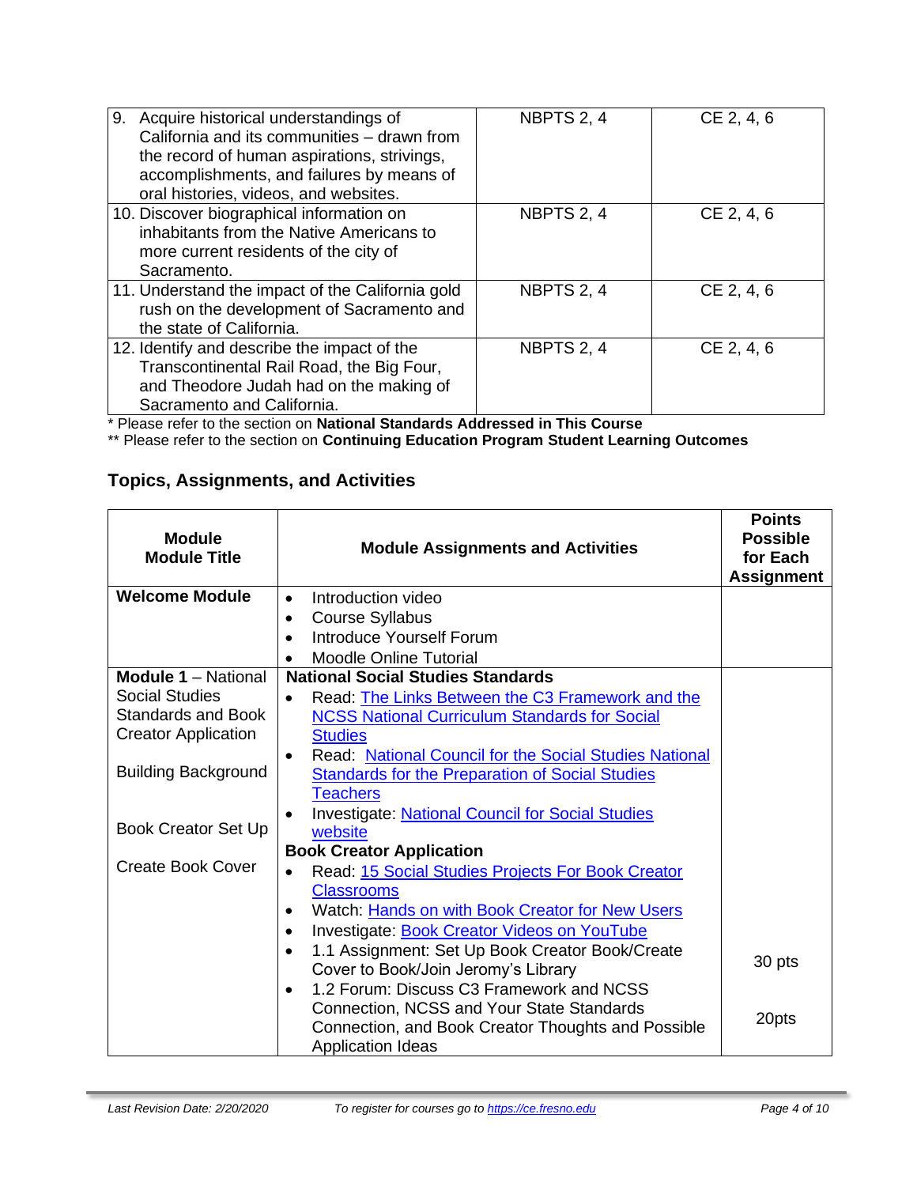| | | |
|---|---|---|
| 9. Acquire historical understandings of California and its communities – drawn from the record of human aspirations, strivings, accomplishments, and failures by means of oral histories, videos, and websites. | NBPTS 2, 4 | CE 2, 4, 6 |
| 10. Discover biographical information on inhabitants from the Native Americans to more current residents of the city of Sacramento. | NBPTS 2, 4 | CE 2, 4, 6 |
| 11. Understand the impact of the California gold rush on the development of Sacramento and the state of California. | NBPTS 2, 4 | CE 2, 4, 6 |
| 12. Identify and describe the impact of the Transcontinental Rail Road, the Big Four, and Theodore Judah had on the making of Sacramento and California. | NBPTS 2, 4 | CE 2, 4, 6 |

\* Please refer to the section on **National Standards Addressed in This Course**

\*\* Please refer to the section on **Continuing Education Program Student Learning Outcomes**

## Topics, Assignments, and Activities

| Module Module Title | Module Assignments and Activities | Points Possible for Each Assignment |
|---|---|---|
| **Welcome Module** | • Introduction video<br>• Course Syllabus<br>• Introduce Yourself Forum<br>• Moodle Online Tutorial | |
| **Module 1** – National Social Studies Standards and Book Creator Application<br><br>Building Background<br><br>Book Creator Set Up<br><br>Create Book Cover | **National Social Studies Standards**<br>• Read: [The Links Between the C3 Framework and the NCSS National Curriculum Standards for Social Studies]()<br>• Read: [National Council for the Social Studies National Standards for the Preparation of Social Studies Teachers]()<br>• Investigate: [National Council for Social Studies website]()<br>**Book Creator Application**<br>• Read: [15 Social Studies Projects For Book Creator Classrooms]()<br>• Watch: [Hands on with Book Creator for New Users]()<br>• Investigate: [Book Creator Videos on YouTube]()<br>• 1.1 Assignment: Set Up Book Creator Book/Create Cover to Book/Join Jeromy's Library<br>• 1.2 Forum: Discuss C3 Framework and NCSS Connection, NCSS and Your State Standards Connection, and Book Creator Thoughts and Possible Application Ideas | 30 pts<br><br>20pts |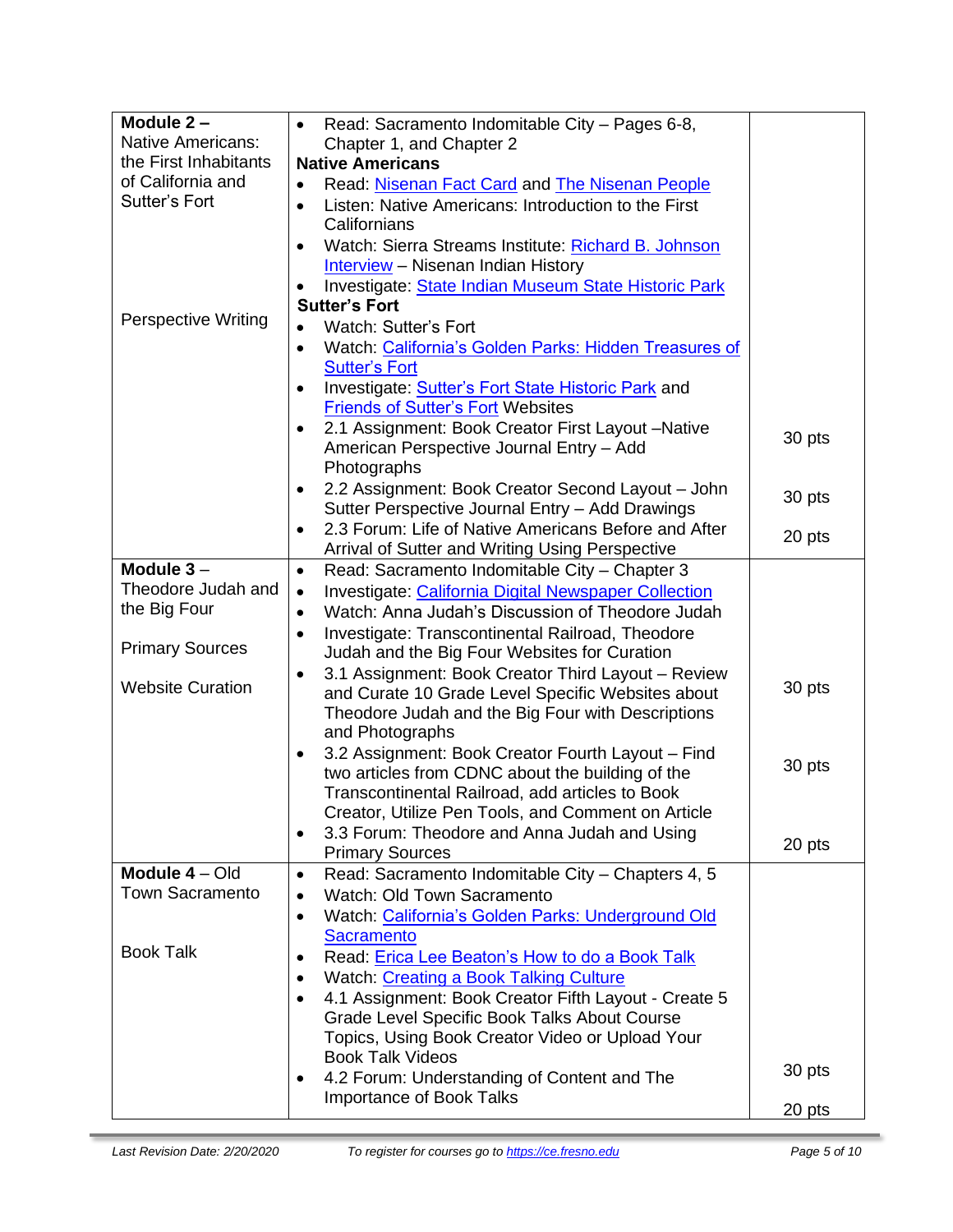| | | |
|---|---|---|
| **Module 2 –** Native Americans: the First Inhabitants of California and Sutter's Fort<br><br>Perspective Writing | • Read: Sacramento Indomitable City – Pages 6-8, Chapter 1, and Chapter 2<br>**Native Americans**<br>• Read: Nisenan Fact Card and The Nisenan People<br>• Listen: Native Americans: Introduction to the First Californians<br>• Watch: Sierra Streams Institute: Richard B. Johnson Interview – Nisenan Indian History<br>• Investigate: State Indian Museum State Historic Park<br>**Sutter's Fort**<br>• Watch: Sutter's Fort<br>• Watch: California's Golden Parks: Hidden Treasures of Sutter's Fort<br>• Investigate: Sutter's Fort State Historic Park and Friends of Sutter's Fort Websites<br>• 2.1 Assignment: Book Creator First Layout –Native American Perspective Journal Entry – Add Photographs<br>• 2.2 Assignment: Book Creator Second Layout – John Sutter Perspective Journal Entry – Add Drawings<br>• 2.3 Forum: Life of Native Americans Before and After Arrival of Sutter and Writing Using Perspective | <br><br><br><br><br><br><br><br><br><br><br><br><br><br>30 pts<br><br>30 pts<br><br>20 pts |
| **Module 3** – Theodore Judah and the Big Four<br><br>Primary Sources<br><br>Website Curation | • Read: Sacramento Indomitable City – Chapter 3<br>• Investigate: California Digital Newspaper Collection<br>• Watch: Anna Judah's Discussion of Theodore Judah<br>• Investigate: Transcontinental Railroad, Theodore Judah and the Big Four Websites for Curation<br>• 3.1 Assignment: Book Creator Third Layout – Review and Curate 10 Grade Level Specific Websites about Theodore Judah and the Big Four with Descriptions and Photographs<br>• 3.2 Assignment: Book Creator Fourth Layout – Find two articles from CDNC about the building of the Transcontinental Railroad, add articles to Book Creator, Utilize Pen Tools, and Comment on Article<br>• 3.3 Forum: Theodore and Anna Judah and Using Primary Sources | <br><br><br><br><br>30 pts<br><br><br>30 pts<br><br><br>20 pts |
| **Module 4** – Old Town Sacramento<br><br>Book Talk | • Read: Sacramento Indomitable City – Chapters 4, 5<br>• Watch: Old Town Sacramento<br>• Watch: California's Golden Parks: Underground Old Sacramento<br>• Read: Erica Lee Beaton's How to do a Book Talk<br>• Watch: Creating a Book Talking Culture<br>• 4.1 Assignment: Book Creator Fifth Layout - Create 5 Grade Level Specific Book Talks About Course Topics, Using Book Creator Video or Upload Your Book Talk Videos<br>• 4.2 Forum: Understanding of Content and The Importance of Book Talks | <br><br><br><br><br><br><br><br>30 pts<br><br>20 pts |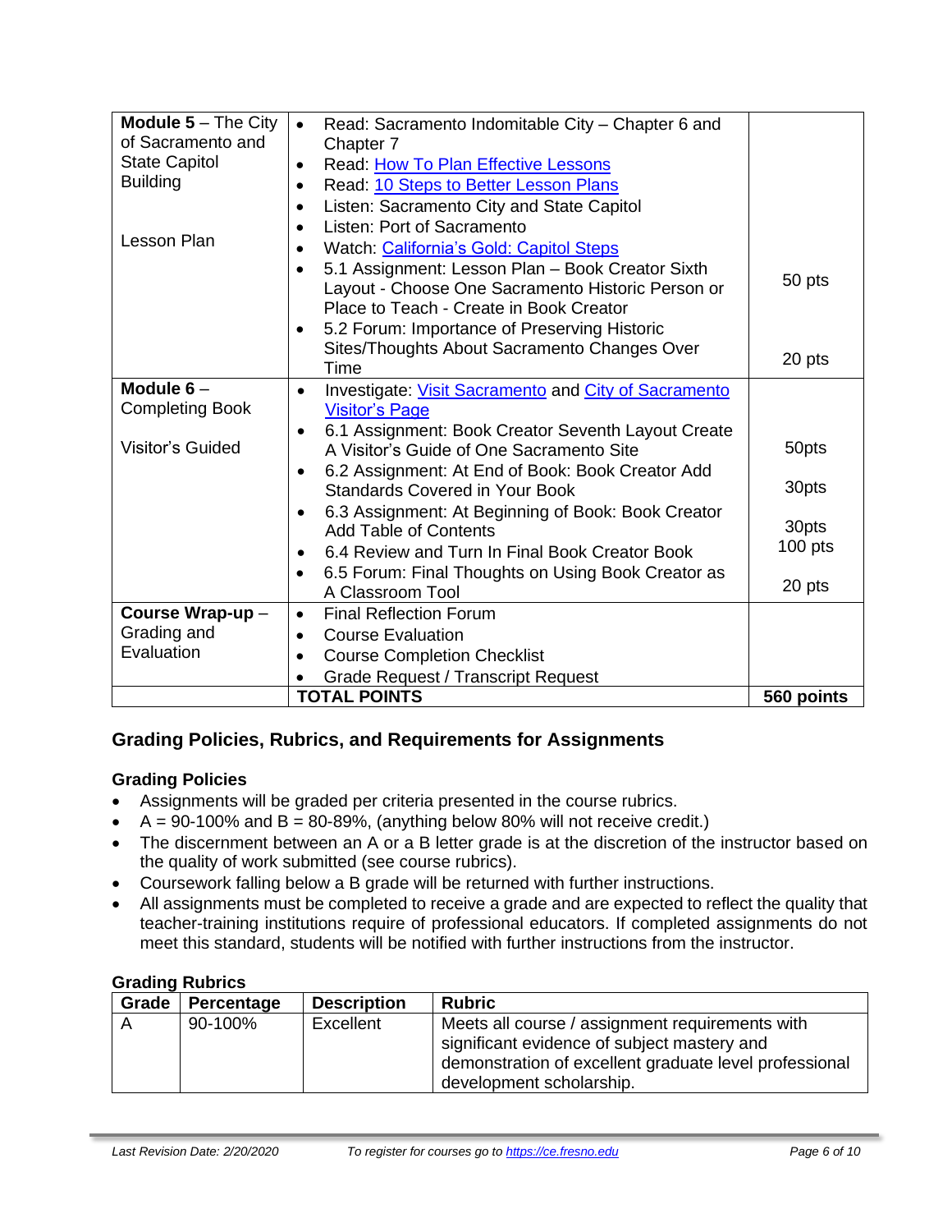| | | |
|---|---|---|
| **Module 5** – The City of Sacramento and State Capitol Building<br><br>Lesson Plan | • Read: Sacramento Indomitable City – Chapter 6 and Chapter 7<br>• Read: [How To Plan Effective Lessons]<br>• Read: [10 Steps to Better Lesson Plans]<br>• Listen: Sacramento City and State Capitol<br>• Listen: Port of Sacramento<br>• Watch: [California's Gold: Capitol Steps]<br>• 5.1 Assignment: Lesson Plan – Book Creator Sixth Layout - Choose One Sacramento Historic Person or Place to Teach - Create in Book Creator<br>• 5.2 Forum: Importance of Preserving Historic Sites/Thoughts About Sacramento Changes Over Time | 50 pts<br><br>20 pts |
| **Module 6** – Completing Book<br><br>Visitor's Guided | • Investigate: [Visit Sacramento] and [City of Sacramento Visitor's Page]<br>• 6.1 Assignment: Book Creator Seventh Layout Create A Visitor's Guide of One Sacramento Site<br>• 6.2 Assignment: At End of Book: Book Creator Add Standards Covered in Your Book<br>• 6.3 Assignment: At Beginning of Book: Book Creator Add Table of Contents<br>• 6.4 Review and Turn In Final Book Creator Book<br>• 6.5 Forum: Final Thoughts on Using Book Creator as A Classroom Tool | 50pts<br><br>30pts<br><br>30pts<br>100 pts<br><br>20 pts |
| **Course Wrap-up** – Grading and Evaluation | • Final Reflection Forum<br>• Course Evaluation<br>• Course Completion Checklist<br>• Grade Request / Transcript Request | |
| | **TOTAL POINTS** | **560 points** |

## Grading Policies, Rubrics, and Requirements for Assignments

### Grading Policies

- Assignments will be graded per criteria presented in the course rubrics.
- A = 90-100% and B = 80-89%, (anything below 80% will not receive credit.)
- The discernment between an A or a B letter grade is at the discretion of the instructor based on the quality of work submitted (see course rubrics).
- Coursework falling below a B grade will be returned with further instructions.
- All assignments must be completed to receive a grade and are expected to reflect the quality that teacher-training institutions require of professional educators. If completed assignments do not meet this standard, students will be notified with further instructions from the instructor.

### Grading Rubrics

| Grade | Percentage | Description | Rubric |
|---|---|---|---|
| A | 90-100% | Excellent | Meets all course / assignment requirements with significant evidence of subject mastery and demonstration of excellent graduate level professional development scholarship. |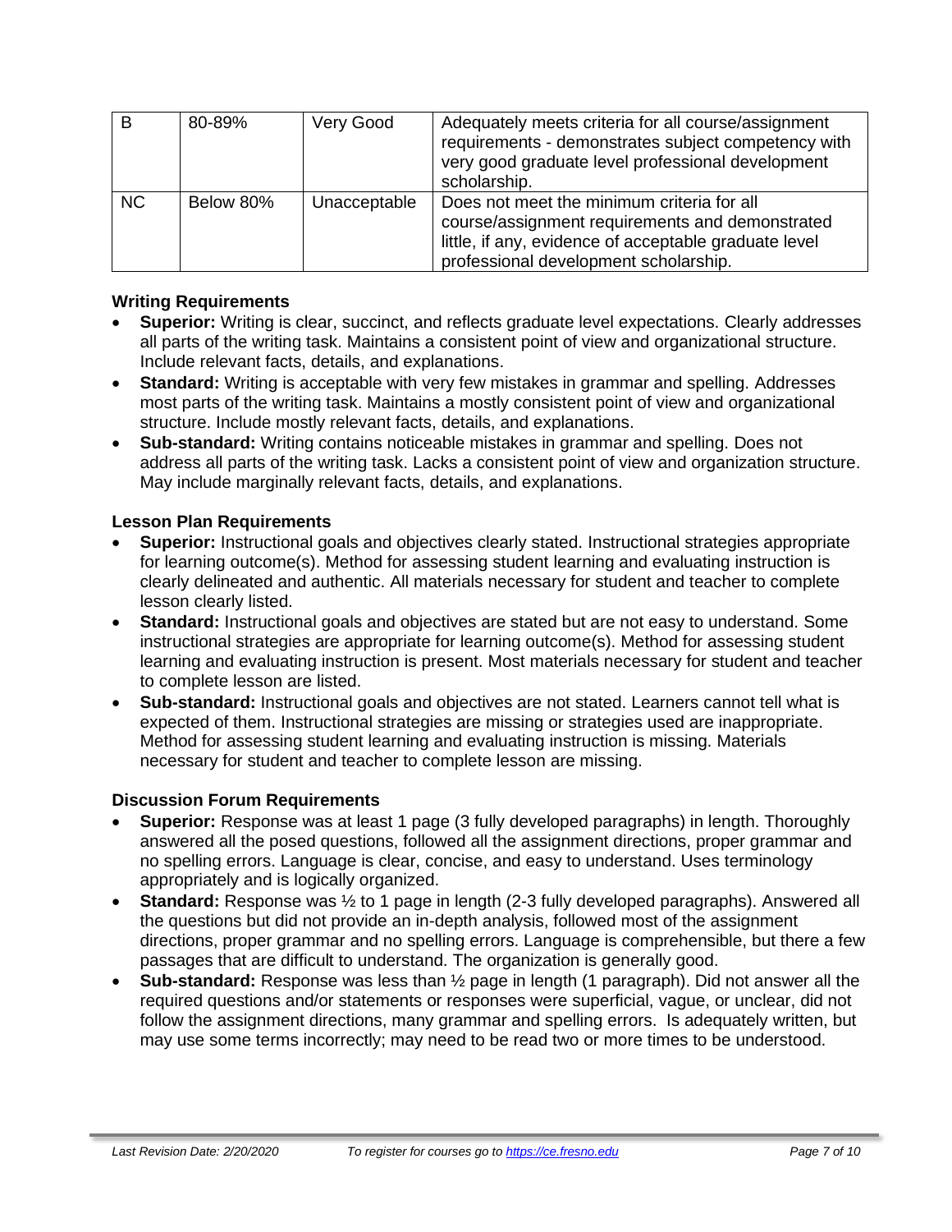| B | 80-89% | Very Good | Adequately meets criteria for all course/assignment requirements - demonstrates subject competency with very good graduate level professional development scholarship. |
|---|---|---|---|
| NC | Below 80% | Unacceptable | Does not meet the minimum criteria for all course/assignment requirements and demonstrated little, if any, evidence of acceptable graduate level professional development scholarship. |

### Writing Requirements

- **Superior:** Writing is clear, succinct, and reflects graduate level expectations. Clearly addresses all parts of the writing task. Maintains a consistent point of view and organizational structure. Include relevant facts, details, and explanations.
- **Standard:** Writing is acceptable with very few mistakes in grammar and spelling. Addresses most parts of the writing task. Maintains a mostly consistent point of view and organizational structure. Include mostly relevant facts, details, and explanations.
- **Sub-standard:** Writing contains noticeable mistakes in grammar and spelling. Does not address all parts of the writing task. Lacks a consistent point of view and organization structure. May include marginally relevant facts, details, and explanations.

### Lesson Plan Requirements

- **Superior:** Instructional goals and objectives clearly stated. Instructional strategies appropriate for learning outcome(s). Method for assessing student learning and evaluating instruction is clearly delineated and authentic. All materials necessary for student and teacher to complete lesson clearly listed.
- **Standard:** Instructional goals and objectives are stated but are not easy to understand. Some instructional strategies are appropriate for learning outcome(s). Method for assessing student learning and evaluating instruction is present. Most materials necessary for student and teacher to complete lesson are listed.
- **Sub-standard:** Instructional goals and objectives are not stated. Learners cannot tell what is expected of them. Instructional strategies are missing or strategies used are inappropriate. Method for assessing student learning and evaluating instruction is missing. Materials necessary for student and teacher to complete lesson are missing.

### Discussion Forum Requirements

- **Superior:** Response was at least 1 page (3 fully developed paragraphs) in length. Thoroughly answered all the posed questions, followed all the assignment directions, proper grammar and no spelling errors. Language is clear, concise, and easy to understand. Uses terminology appropriately and is logically organized.
- **Standard:** Response was ½ to 1 page in length (2-3 fully developed paragraphs). Answered all the questions but did not provide an in-depth analysis, followed most of the assignment directions, proper grammar and no spelling errors. Language is comprehensible, but there a few passages that are difficult to understand. The organization is generally good.
- **Sub-standard:** Response was less than ½ page in length (1 paragraph). Did not answer all the required questions and/or statements or responses were superficial, vague, or unclear, did not follow the assignment directions, many grammar and spelling errors. Is adequately written, but may use some terms incorrectly; may need to be read two or more times to be understood.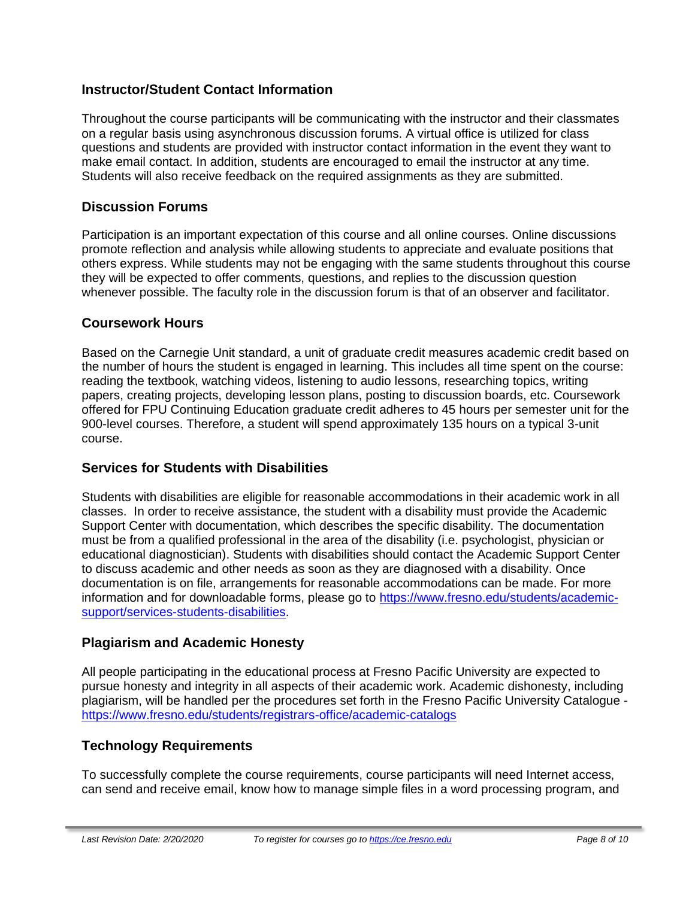## Instructor/Student Contact Information

Throughout the course participants will be communicating with the instructor and their classmates on a regular basis using asynchronous discussion forums. A virtual office is utilized for class questions and students are provided with instructor contact information in the event they want to make email contact. In addition, students are encouraged to email the instructor at any time. Students will also receive feedback on the required assignments as they are submitted.

## Discussion Forums

Participation is an important expectation of this course and all online courses. Online discussions promote reflection and analysis while allowing students to appreciate and evaluate positions that others express. While students may not be engaging with the same students throughout this course they will be expected to offer comments, questions, and replies to the discussion question whenever possible. The faculty role in the discussion forum is that of an observer and facilitator.

## Coursework Hours

Based on the Carnegie Unit standard, a unit of graduate credit measures academic credit based on the number of hours the student is engaged in learning. This includes all time spent on the course: reading the textbook, watching videos, listening to audio lessons, researching topics, writing papers, creating projects, developing lesson plans, posting to discussion boards, etc. Coursework offered for FPU Continuing Education graduate credit adheres to 45 hours per semester unit for the 900-level courses. Therefore, a student will spend approximately 135 hours on a typical 3-unit course.

## Services for Students with Disabilities

Students with disabilities are eligible for reasonable accommodations in their academic work in all classes. In order to receive assistance, the student with a disability must provide the Academic Support Center with documentation, which describes the specific disability. The documentation must be from a qualified professional in the area of the disability (i.e. psychologist, physician or educational diagnostician). Students with disabilities should contact the Academic Support Center to discuss academic and other needs as soon as they are diagnosed with a disability. Once documentation is on file, arrangements for reasonable accommodations can be made. For more information and for downloadable forms, please go to https://www.fresno.edu/students/academic-support/services-students-disabilities.

## Plagiarism and Academic Honesty

All people participating in the educational process at Fresno Pacific University are expected to pursue honesty and integrity in all aspects of their academic work. Academic dishonesty, including plagiarism, will be handled per the procedures set forth in the Fresno Pacific University Catalogue - https://www.fresno.edu/students/registrars-office/academic-catalogs

## Technology Requirements

To successfully complete the course requirements, course participants will need Internet access, can send and receive email, know how to manage simple files in a word processing program, and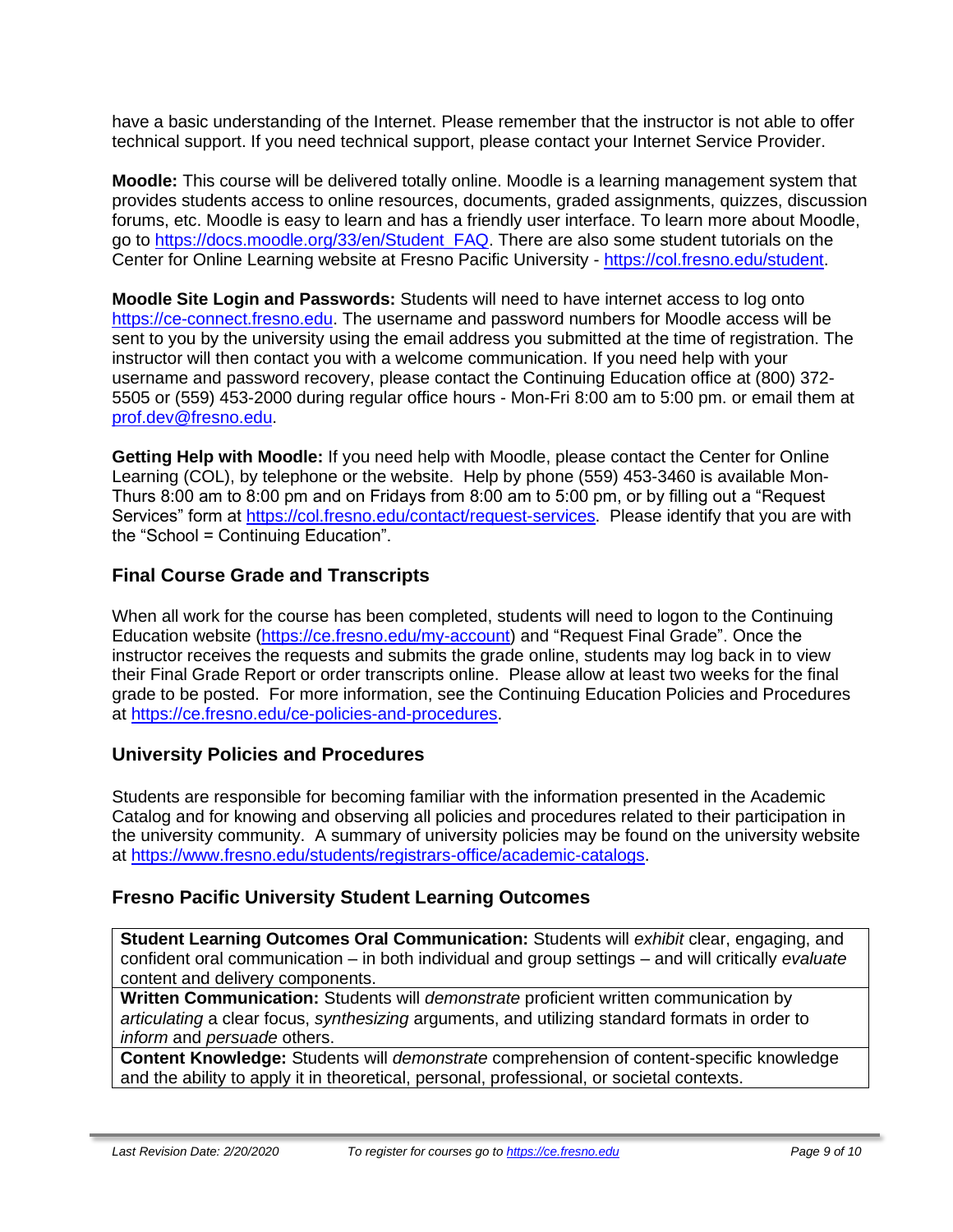have a basic understanding of the Internet. Please remember that the instructor is not able to offer technical support. If you need technical support, please contact your Internet Service Provider.

**Moodle:** This course will be delivered totally online. Moodle is a learning management system that provides students access to online resources, documents, graded assignments, quizzes, discussion forums, etc. Moodle is easy to learn and has a friendly user interface. To learn more about Moodle, go to https://docs.moodle.org/33/en/Student_FAQ. There are also some student tutorials on the Center for Online Learning website at Fresno Pacific University - https://col.fresno.edu/student.

**Moodle Site Login and Passwords:** Students will need to have internet access to log onto https://ce-connect.fresno.edu. The username and password numbers for Moodle access will be sent to you by the university using the email address you submitted at the time of registration. The instructor will then contact you with a welcome communication. If you need help with your username and password recovery, please contact the Continuing Education office at (800) 372-5505 or (559) 453-2000 during regular office hours - Mon-Fri 8:00 am to 5:00 pm. or email them at prof.dev@fresno.edu.

**Getting Help with Moodle:** If you need help with Moodle, please contact the Center for Online Learning (COL), by telephone or the website. Help by phone (559) 453-3460 is available Mon-Thurs 8:00 am to 8:00 pm and on Fridays from 8:00 am to 5:00 pm, or by filling out a "Request Services" form at https://col.fresno.edu/contact/request-services. Please identify that you are with the "School = Continuing Education".

## Final Course Grade and Transcripts

When all work for the course has been completed, students will need to logon to the Continuing Education website (https://ce.fresno.edu/my-account) and "Request Final Grade". Once the instructor receives the requests and submits the grade online, students may log back in to view their Final Grade Report or order transcripts online. Please allow at least two weeks for the final grade to be posted. For more information, see the Continuing Education Policies and Procedures at https://ce.fresno.edu/ce-policies-and-procedures.

## University Policies and Procedures

Students are responsible for becoming familiar with the information presented in the Academic Catalog and for knowing and observing all policies and procedures related to their participation in the university community. A summary of university policies may be found on the university website at https://www.fresno.edu/students/registrars-office/academic-catalogs.

## Fresno Pacific University Student Learning Outcomes

| |
|---|
| **Student Learning Outcomes Oral Communication:** Students will *exhibit* clear, engaging, and confident oral communication – in both individual and group settings – and will critically *evaluate* content and delivery components. |
| **Written Communication:** Students will *demonstrate* proficient written communication by *articulating* a clear focus, *synthesizing* arguments, and utilizing standard formats in order to *inform* and *persuade* others. |
| **Content Knowledge:** Students will *demonstrate* comprehension of content-specific knowledge and the ability to apply it in theoretical, personal, professional, or societal contexts. |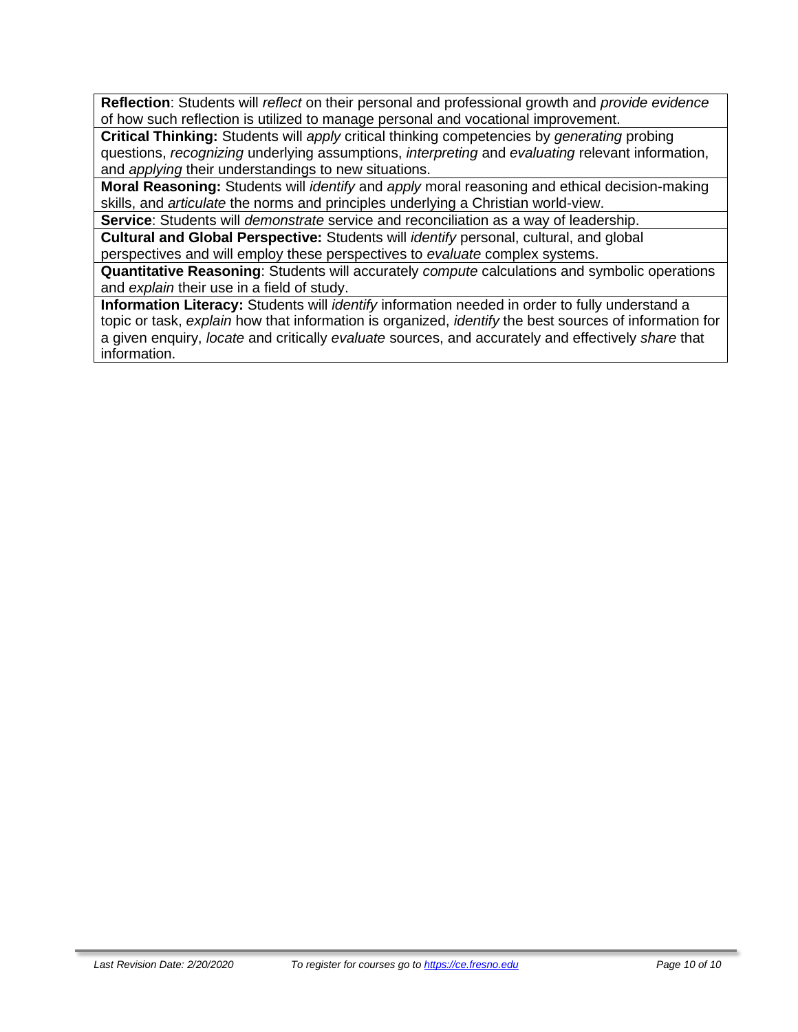| |
|---|
| **Reflection**: Students will *reflect* on their personal and professional growth and *provide evidence* of how such reflection is utilized to manage personal and vocational improvement. |
| **Critical Thinking:** Students will *apply* critical thinking competencies by *generating* probing questions, *recognizing* underlying assumptions, *interpreting* and *evaluating* relevant information, and *applying* their understandings to new situations. |
| **Moral Reasoning:** Students will *identify* and *apply* moral reasoning and ethical decision-making skills, and *articulate* the norms and principles underlying a Christian world-view. |
| **Service**: Students will *demonstrate* service and reconciliation as a way of leadership. |
| **Cultural and Global Perspective:** Students will *identify* personal, cultural, and global perspectives and will employ these perspectives to *evaluate* complex systems. |
| **Quantitative Reasoning**: Students will accurately *compute* calculations and symbolic operations and *explain* their use in a field of study. |
| **Information Literacy:** Students will *identify* information needed in order to fully understand a topic or task, *explain* how that information is organized, *identify* the best sources of information for a given enquiry, *locate* and critically *evaluate* sources, and accurately and effectively *share* that information. |